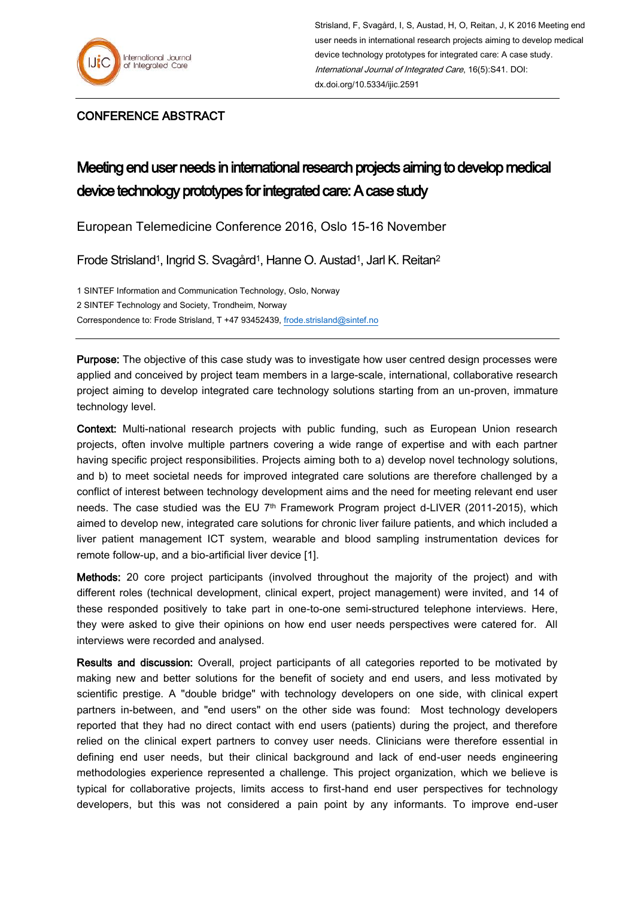Strisland, F, Svagård, I, S, Austad, H, O, Reitan, J, K 2016 Meeting end user needs in international research projects aiming to develop medical device technology prototypes for integrated care: A case study. *International Journal of Integrated Care*, 16(5):S41. DOI: dx.doi.org/10.5334/ijic.2591

CONFERENCE ABSTRACT

# Meeting end user needs in international research projects aiming to develop medical device technology prototypes for integrated care: A case study

European Telemedicine Conference 2016, Oslo 15-16 November

Frode Strisland[1], Ingrid S. Svagård[1], Hanne O. Austad[1], Jarl K. Reitan[2]

1 SINTEF Information and Communication Technology, Oslo, Norway

2 SINTEF Technology and Society, Trondheim, Norway

Correspondence to: Frode Strisland, T +47 93452439, frode.strisland@sintef.no

---

**Purpose:** The objective of this case study was to investigate how user centred design processes were applied and conceived by project team members in a large-scale, international, collaborative research project aiming to develop integrated care technology solutions starting from an un-proven, immature technology level.

**Context:** Multi-national research projects with public funding, such as European Union research projects, often involve multiple partners covering a wide range of expertise and with each partner having specific project responsibilities. Projects aiming both to a) develop novel technology solutions, and b) to meet societal needs for improved integrated care solutions are therefore challenged by a conflict of interest between technology development aims and the need for meeting relevant end user needs. The case studied was the EU 7th Framework Program project d-LIVER (2011-2015), which aimed to develop new, integrated care solutions for chronic liver failure patients, and which included a liver patient management ICT system, wearable and blood sampling instrumentation devices for remote follow-up, and a bio-artificial liver device [1].

**Methods:** 20 core project participants (involved throughout the majority of the project) and with different roles (technical development, clinical expert, project management) were invited, and 14 of these responded positively to take part in one-to-one semi-structured telephone interviews. Here, they were asked to give their opinions on how end user needs perspectives were catered for. All interviews were recorded and analysed.

**Results and discussion:** Overall, project participants of all categories reported to be motivated by making new and better solutions for the benefit of society and end users, and less motivated by scientific prestige. A "double bridge" with technology developers on one side, with clinical expert partners in-between, and "end users" on the other side was found: Most technology developers reported that they had no direct contact with end users (patients) during the project, and therefore relied on the clinical expert partners to convey user needs. Clinicians were therefore essential in defining end user needs, but their clinical background and lack of end-user needs engineering methodologies experience represented a challenge. This project organization, which we believe is typical for collaborative projects, limits access to first-hand end user perspectives for technology developers, but this was not considered a pain point by any informants. To improve end-user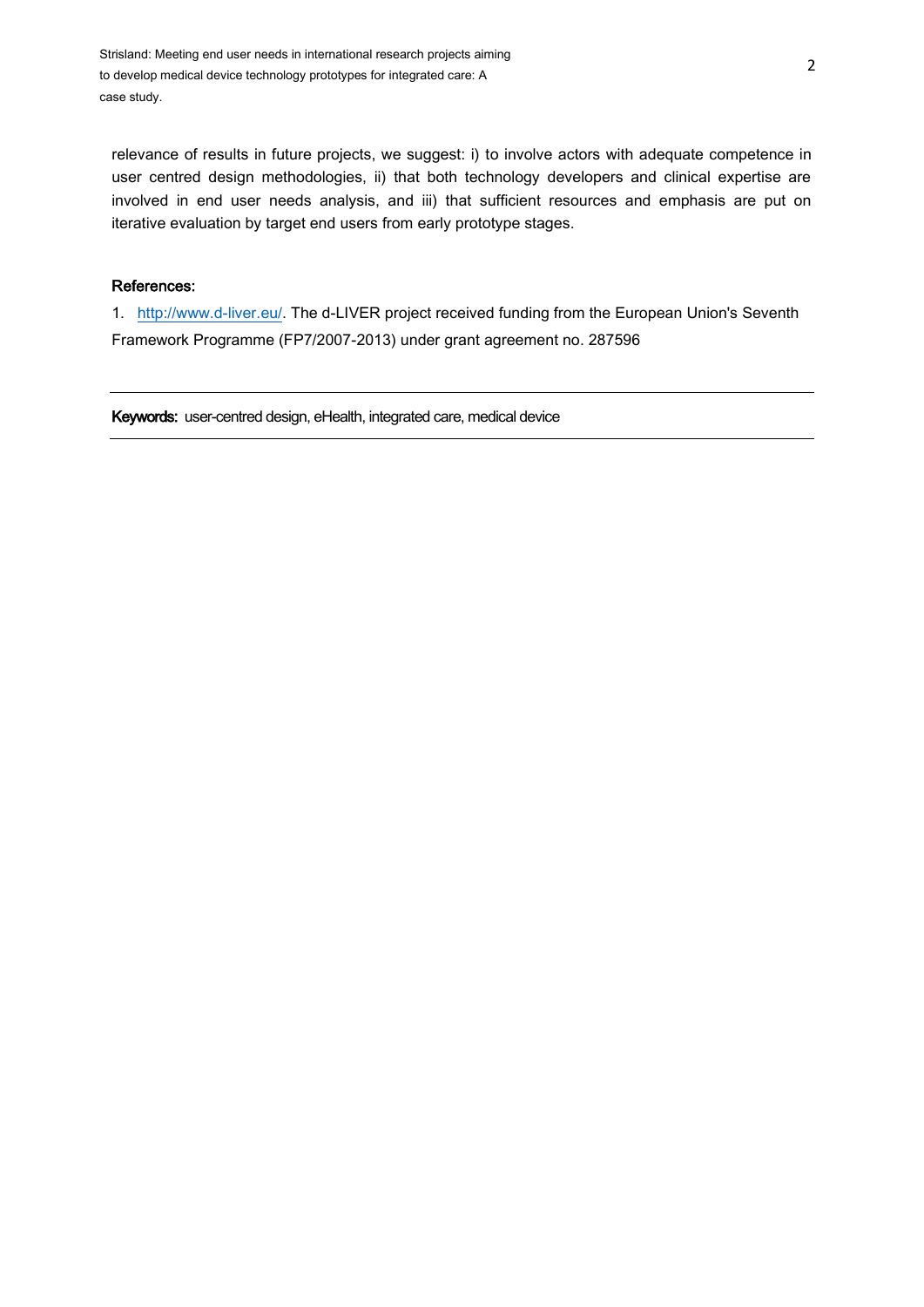relevance of results in future projects, we suggest: i) to involve actors with adequate competence in user centred design methodologies, ii) that both technology developers and clinical expertise are involved in end user needs analysis, and iii) that sufficient resources and emphasis are put on iterative evaluation by target end users from early prototype stages.

**References:**

1. http://www.d-liver.eu/. The d-LIVER project received funding from the European Union's Seventh Framework Programme (FP7/2007-2013) under grant agreement no. 287596

---

**Keywords:** user-centred design, eHealth, integrated care, medical device

---